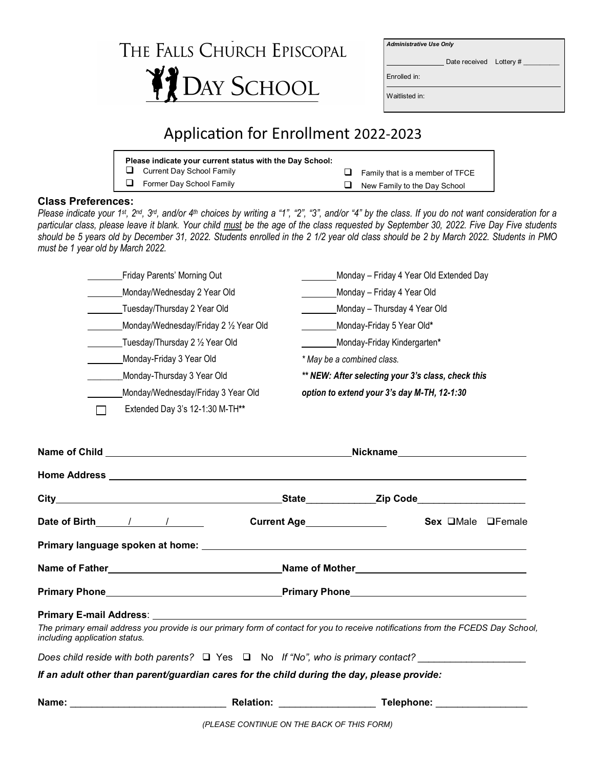# THE FALLS CHURCH EPISCOPAL DAY SCHOOL

| *Administrative Use Only* |
|---|
| ______________ Date received Lottery # __________ |
| Enrolled in: |
| Waitlisted in: |

## Application for Enrollment 2022-2023

**Please indicate your current status with the Day School:**

- ❑ Current Day School Family
- ❑ Former Day School Family
- ❑ Family that is a member of TFCE
- ❑ New Family to the Day School

### Class Preferences:

*Please indicate your 1st, 2nd, 3rd, and/or 4th choices by writing a "1", "2", "3", and/or "4" by the class. If you do not want consideration for a particular class, please leave it blank. Your child must be the age of the class requested by September 30, 2022. Five Day Five students should be 5 years old by December 31, 2022. Students enrolled in the 2 1/2 year old class should be 2 by March 2022. Students in PMO must be 1 year old by March 2022.*

________Friday Parents' Morning Out

________Monday/Wednesday 2 Year Old

________Tuesday/Thursday 2 Year Old

________Monday/Wednesday/Friday 2 ½ Year Old

________Tuesday/Thursday 2 ½ Year Old

________Monday-Friday 3 Year Old

________Monday-Thursday 3 Year Old

________Monday/Wednesday/Friday 3 Year Old

☐ Extended Day 3's 12-1:30 M-TH**

________Monday – Friday 4 Year Old Extended Day

________Monday – Friday 4 Year Old

________Monday – Thursday 4 Year Old

________Monday-Friday 5 Year Old*

________Monday-Friday Kindergarten*

*\* May be a combined class.*

***\*\* NEW: After selecting your 3's class, check this option to extend your 3's day M-TH, 12-1:30***

**Name of Child** ______________________________ **Nickname** ______________________

**Home Address** ____________________________________________________________

**City** ______________________________ **State** ____________ **Zip Code** ____________________

**Date of Birth** _____ / _____ / _____ **Current Age** ______________ **Sex** ❑Male ❑Female

**Primary language spoken at home:** ____________________________________________

**Name of Father** ______________________________ **Name of Mother** ______________________________

**Primary Phone** ______________________________ **Primary Phone** ______________________________

**Primary E-mail Address**: ____________________________________________________

*The primary email address you provide is our primary form of contact for you to receive notifications from the FCEDS Day School, including application status.*

*Does child reside with both parents?* ❑ Yes ❑ No *If "No", who is primary contact?* ____________________

***If an adult other than parent/guardian cares for the child during the day, please provide:***

**Name:** ____________________________ **Relation:** _________________ **Telephone:** ________________

*(PLEASE CONTINUE ON THE BACK OF THIS FORM)*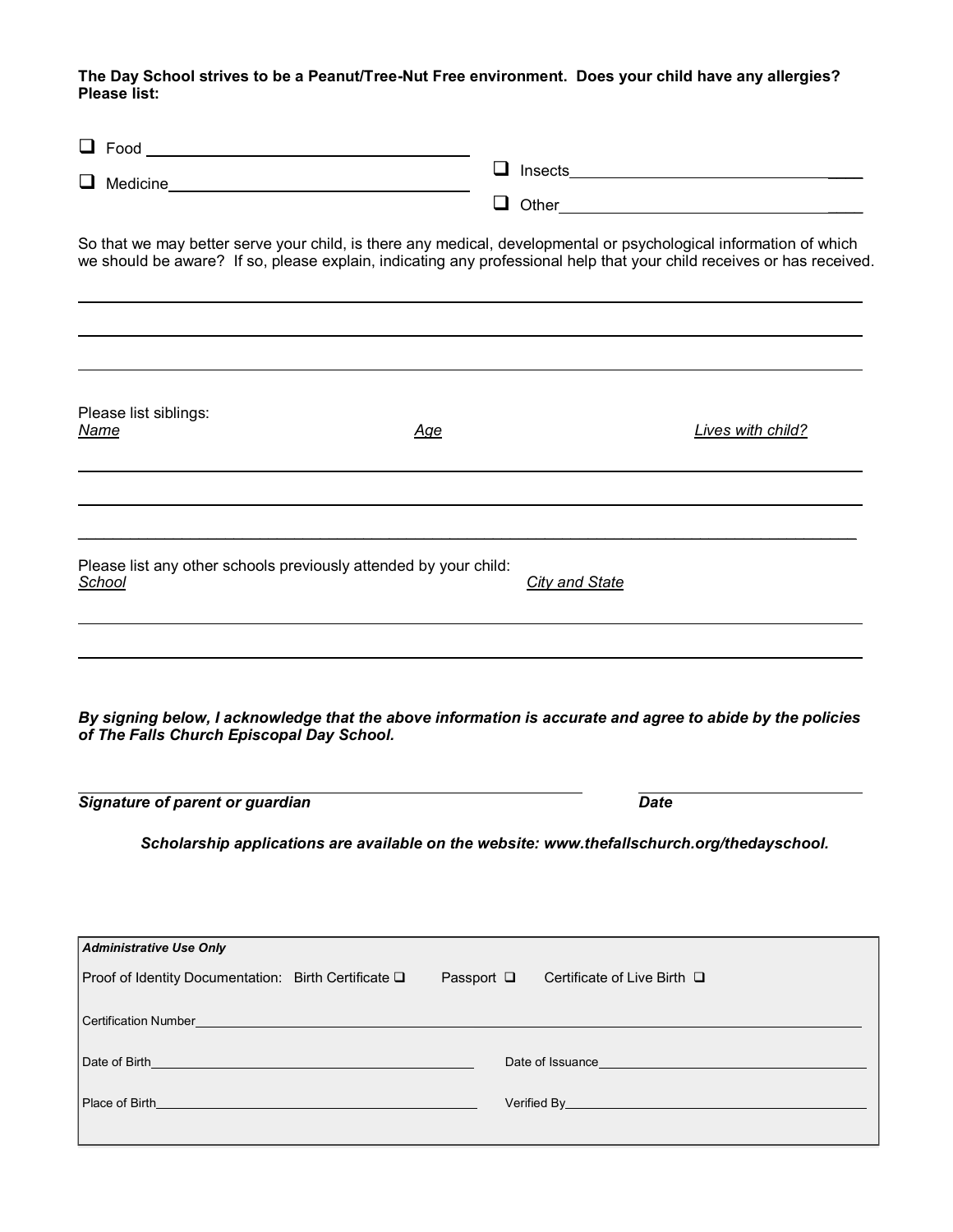**The Day School strives to be a Peanut/Tree-Nut Free environment. Does your child have any allergies? Please list:**

- ☐ Food ______________________
- ☐ Medicine ______________________
- ☐ Insects ______________________
- ☐ Other ______________________

So that we may better serve your child, is there any medical, developmental or psychological information of which we should be aware? If so, please explain, indicating any professional help that your child receives or has received.

______________________________________________________________________

______________________________________________________________________

______________________________________________________________________

Please list siblings:

| *Name* | *Age* | *Lives with child?* |
|---|---|---|
| | | |
| | | |
| | | |

Please list any other schools previously attended by your child:

| *School* | *City and State* |
|---|---|
| | |
| | |

***By signing below, I acknowledge that the above information is accurate and agree to abide by the policies of The Falls Church Episcopal Day School.***

______________________________________ ____________________

***Signature of parent or guardian*** ***Date***

***Scholarship applications are available on the website: www.thefallschurch.org/thedayschool.***

***Administrative Use Only***

Proof of Identity Documentation: Birth Certificate ☐ Passport ☐ Certificate of Live Birth ☐

Certification Number ______________________

Date of Birth ______________________ Date of Issuance ______________________

Place of Birth ______________________ Verified By ______________________